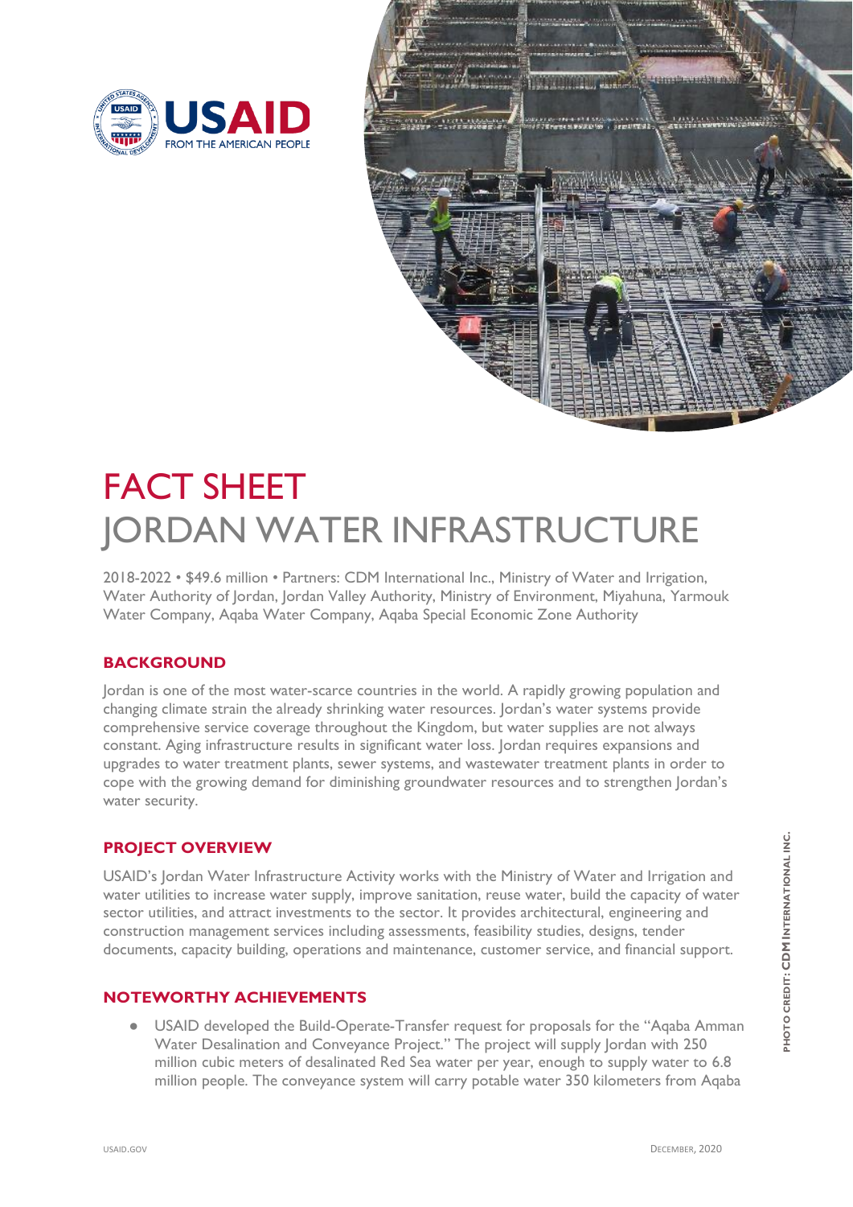USAID
FROM THE AMERICAN PEOPLE

# FACT SHEET

# JORDAN WATER INFRASTRUCTURE

2018-2022 • $49.6 million • Partners: CDM International Inc., Ministry of Water and Irrigation, Water Authority of Jordan, Jordan Valley Authority, Ministry of Environment, Miyahuna, Yarmouk Water Company, Aqaba Water Company, Aqaba Special Economic Zone Authority

## BACKGROUND

Jordan is one of the most water-scarce countries in the world. A rapidly growing population and changing climate strain the already shrinking water resources. Jordan's water systems provide comprehensive service coverage throughout the Kingdom, but water supplies are not always constant. Aging infrastructure results in significant water loss. Jordan requires expansions and upgrades to water treatment plants, sewer systems, and wastewater treatment plants in order to cope with the growing demand for diminishing groundwater resources and to strengthen Jordan's water security.

## PROJECT OVERVIEW

USAID's Jordan Water Infrastructure Activity works with the Ministry of Water and Irrigation and water utilities to increase water supply, improve sanitation, reuse water, build the capacity of water sector utilities, and attract investments to the sector. It provides architectural, engineering and construction management services including assessments, feasibility studies, designs, tender documents, capacity building, operations and maintenance, customer service, and financial support.

## NOTEWORTHY ACHIEVEMENTS

- USAID developed the Build-Operate-Transfer request for proposals for the "Aqaba Amman Water Desalination and Conveyance Project." The project will supply Jordan with 250 million cubic meters of desalinated Red Sea water per year, enough to supply water to 6.8 million people. The conveyance system will carry potable water 350 kilometers from Aqaba

PHOTO CREDIT: CDM INTERNATIONAL INC.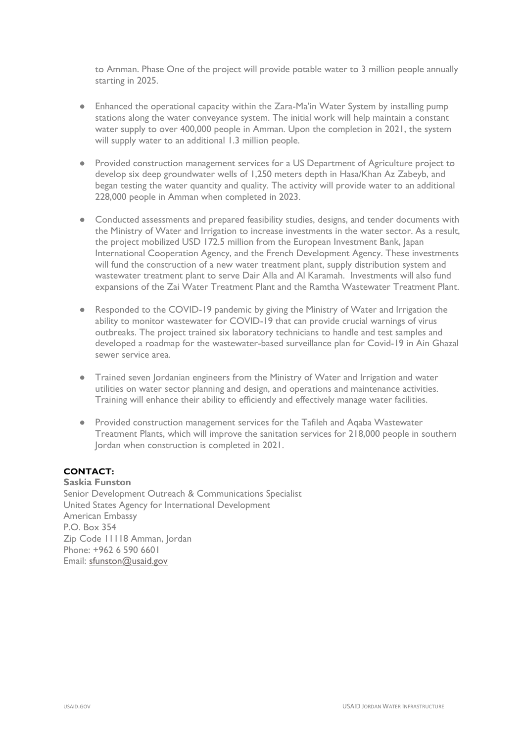to Amman. Phase One of the project will provide potable water to 3 million people annually starting in 2025.

- Enhanced the operational capacity within the Zara-Ma'in Water System by installing pump stations along the water conveyance system. The initial work will help maintain a constant water supply to over 400,000 people in Amman. Upon the completion in 2021, the system will supply water to an additional 1.3 million people.

- Provided construction management services for a US Department of Agriculture project to develop six deep groundwater wells of 1,250 meters depth in Hasa/Khan Az Zabeyb, and began testing the water quantity and quality. The activity will provide water to an additional 228,000 people in Amman when completed in 2023.

- Conducted assessments and prepared feasibility studies, designs, and tender documents with the Ministry of Water and Irrigation to increase investments in the water sector. As a result, the project mobilized USD 172.5 million from the European Investment Bank, Japan International Cooperation Agency, and the French Development Agency. These investments will fund the construction of a new water treatment plant, supply distribution system and wastewater treatment plant to serve Dair Alla and Al Karamah. Investments will also fund expansions of the Zai Water Treatment Plant and the Ramtha Wastewater Treatment Plant.

- Responded to the COVID-19 pandemic by giving the Ministry of Water and Irrigation the ability to monitor wastewater for COVID-19 that can provide crucial warnings of virus outbreaks. The project trained six laboratory technicians to handle and test samples and developed a roadmap for the wastewater-based surveillance plan for Covid-19 in Ain Ghazal sewer service area.

- Trained seven Jordanian engineers from the Ministry of Water and Irrigation and water utilities on water sector planning and design, and operations and maintenance activities. Training will enhance their ability to efficiently and effectively manage water facilities.

- Provided construction management services for the Tafileh and Aqaba Wastewater Treatment Plants, which will improve the sanitation services for 218,000 people in southern Jordan when construction is completed in 2021.

**CONTACT:**

**Saskia Funston**
Senior Development Outreach & Communications Specialist
United States Agency for International Development
American Embassy
P.O. Box 354
Zip Code 11118 Amman, Jordan
Phone: +962 6 590 6601
Email: sfunston@usaid.gov